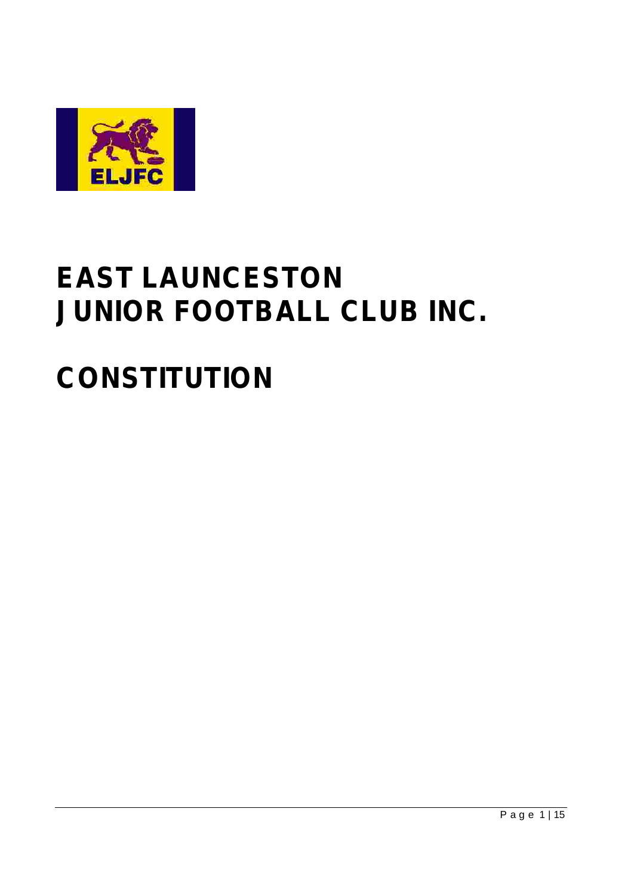# EAST LAUNCESTON JUNIOR FOOTBALL CLUB INC.

# CONSTITUTION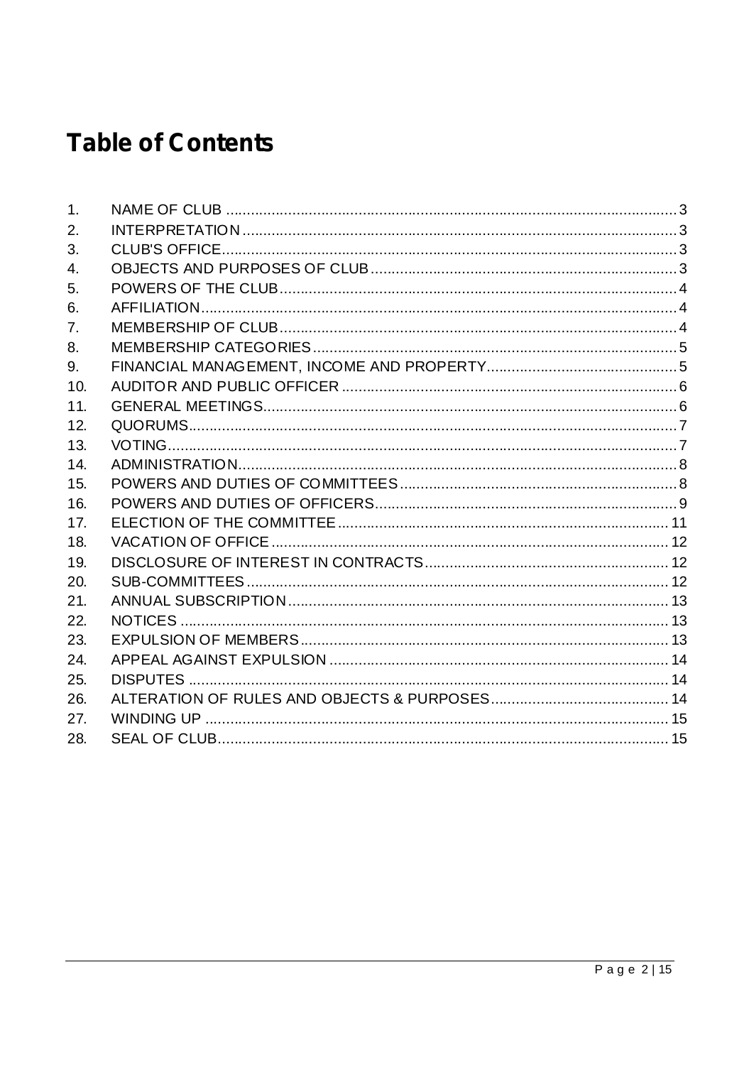# Table of Contents

1. NAME OF CLUB ..... 3
2. INTERPRETATION ..... 3
3. CLUB'S OFFICE ..... 3
4. OBJECTS AND PURPOSES OF CLUB ..... 3
5. POWERS OF THE CLUB ..... 4
6. AFFILIATION ..... 4
7. MEMBERSHIP OF CLUB ..... 4
8. MEMBERSHIP CATEGORIES ..... 5
9. FINANCIAL MANAGEMENT, INCOME AND PROPERTY ..... 5
10. AUDITOR AND PUBLIC OFFICER ..... 6
11. GENERAL MEETINGS ..... 6
12. QUORUMS ..... 7
13. VOTING ..... 7
14. ADMINISTRATION ..... 8
15. POWERS AND DUTIES OF COMMITTEES ..... 8
16. POWERS AND DUTIES OF OFFICERS ..... 9
17. ELECTION OF THE COMMITTEE ..... 11
18. VACATION OF OFFICE ..... 12
19. DISCLOSURE OF INTEREST IN CONTRACTS ..... 12
20. SUB-COMMITTEES ..... 12
21. ANNUAL SUBSCRIPTION ..... 13
22. NOTICES ..... 13
23. EXPULSION OF MEMBERS ..... 13
24. APPEAL AGAINST EXPULSION ..... 14
25. DISPUTES ..... 14
26. ALTERATION OF RULES AND OBJECTS & PURPOSES ..... 14
27. WINDING UP ..... 15
28. SEAL OF CLUB ..... 15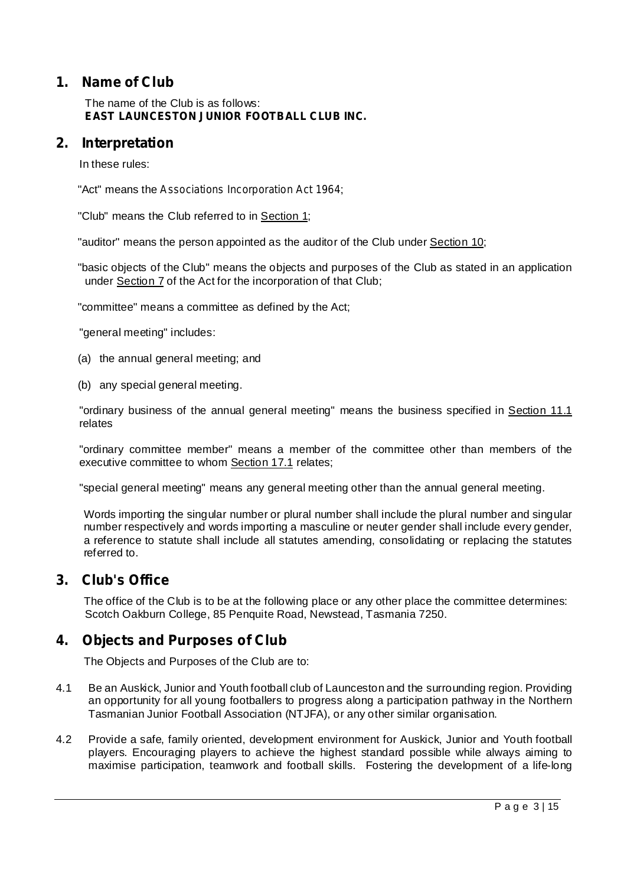## 1. Name of Club

The name of the Club is as follows:
**EAST LAUNCESTON JUNIOR FOOTBALL CLUB INC.**

## 2. Interpretation

In these rules:

"Act" means the *Associations Incorporation Act 1964*;

"Club" means the Club referred to in Section 1;

"auditor" means the person appointed as the auditor of the Club under Section 10;

"basic objects of the Club" means the objects and purposes of the Club as stated in an application under Section 7 of the Act for the incorporation of that Club;

"committee" means a committee as defined by the Act;

"general meeting" includes:

(a) the annual general meeting; and

(b) any special general meeting.

"ordinary business of the annual general meeting" means the business specified in Section 11.1 relates

"ordinary committee member" means a member of the committee other than members of the executive committee to whom Section 17.1 relates;

"special general meeting" means any general meeting other than the annual general meeting.

Words importing the singular number or plural number shall include the plural number and singular number respectively and words importing a masculine or neuter gender shall include every gender, a reference to statute shall include all statutes amending, consolidating or replacing the statutes referred to.

## 3. Club's Office

The office of the Club is to be at the following place or any other place the committee determines:
Scotch Oakburn College, 85 Penquite Road, Newstead, Tasmania 7250.

## 4. Objects and Purposes of Club

The Objects and Purposes of the Club are to:

4.1 Be an Auskick, Junior and Youth football club of Launceston and the surrounding region. Providing an opportunity for all young footballers to progress along a participation pathway in the Northern Tasmanian Junior Football Association (NTJFA), or any other similar organisation.

4.2 Provide a safe, family oriented, development environment for Auskick, Junior and Youth football players. Encouraging players to achieve the highest standard possible while always aiming to maximise participation, teamwork and football skills. Fostering the development of a life-long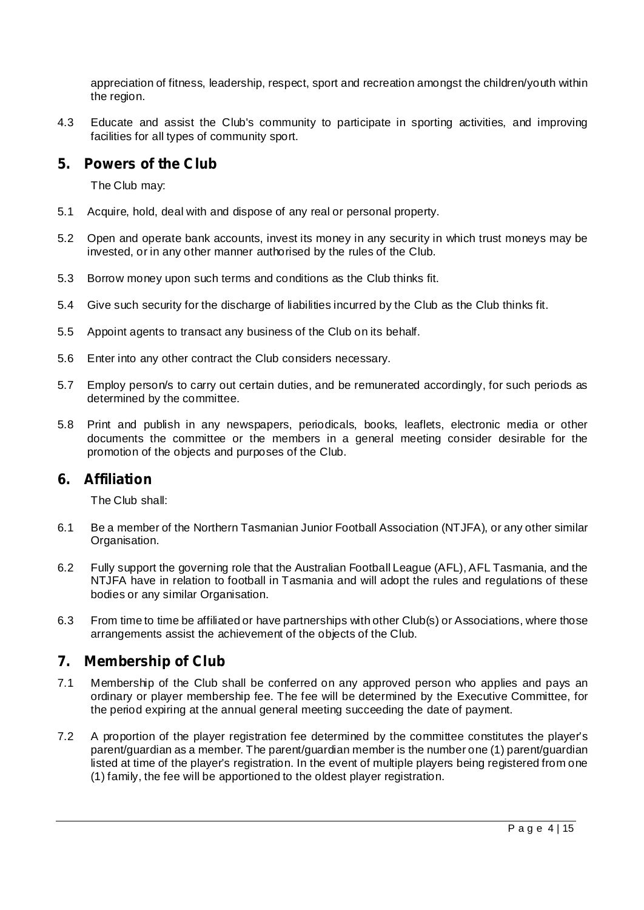appreciation of fitness, leadership, respect, sport and recreation amongst the children/youth within the region.

4.3 Educate and assist the Club's community to participate in sporting activities, and improving facilities for all types of community sport.

## 5. Powers of the Club

The Club may:

5.1 Acquire, hold, deal with and dispose of any real or personal property.

5.2 Open and operate bank accounts, invest its money in any security in which trust moneys may be invested, or in any other manner authorised by the rules of the Club.

5.3 Borrow money upon such terms and conditions as the Club thinks fit.

5.4 Give such security for the discharge of liabilities incurred by the Club as the Club thinks fit.

5.5 Appoint agents to transact any business of the Club on its behalf.

5.6 Enter into any other contract the Club considers necessary.

5.7 Employ person/s to carry out certain duties, and be remunerated accordingly, for such periods as determined by the committee.

5.8 Print and publish in any newspapers, periodicals, books, leaflets, electronic media or other documents the committee or the members in a general meeting consider desirable for the promotion of the objects and purposes of the Club.

## 6. Affiliation

The Club shall:

6.1 Be a member of the Northern Tasmanian Junior Football Association (NTJFA), or any other similar Organisation.

6.2 Fully support the governing role that the Australian Football League (AFL), AFL Tasmania, and the NTJFA have in relation to football in Tasmania and will adopt the rules and regulations of these bodies or any similar Organisation.

6.3 From time to time be affiliated or have partnerships with other Club(s) or Associations, where those arrangements assist the achievement of the objects of the Club.

## 7. Membership of Club

7.1 Membership of the Club shall be conferred on any approved person who applies and pays an ordinary or player membership fee. The fee will be determined by the Executive Committee, for the period expiring at the annual general meeting succeeding the date of payment.

7.2 A proportion of the player registration fee determined by the committee constitutes the player's parent/guardian as a member. The parent/guardian member is the number one (1) parent/guardian listed at time of the player's registration. In the event of multiple players being registered from one (1) family, the fee will be apportioned to the oldest player registration.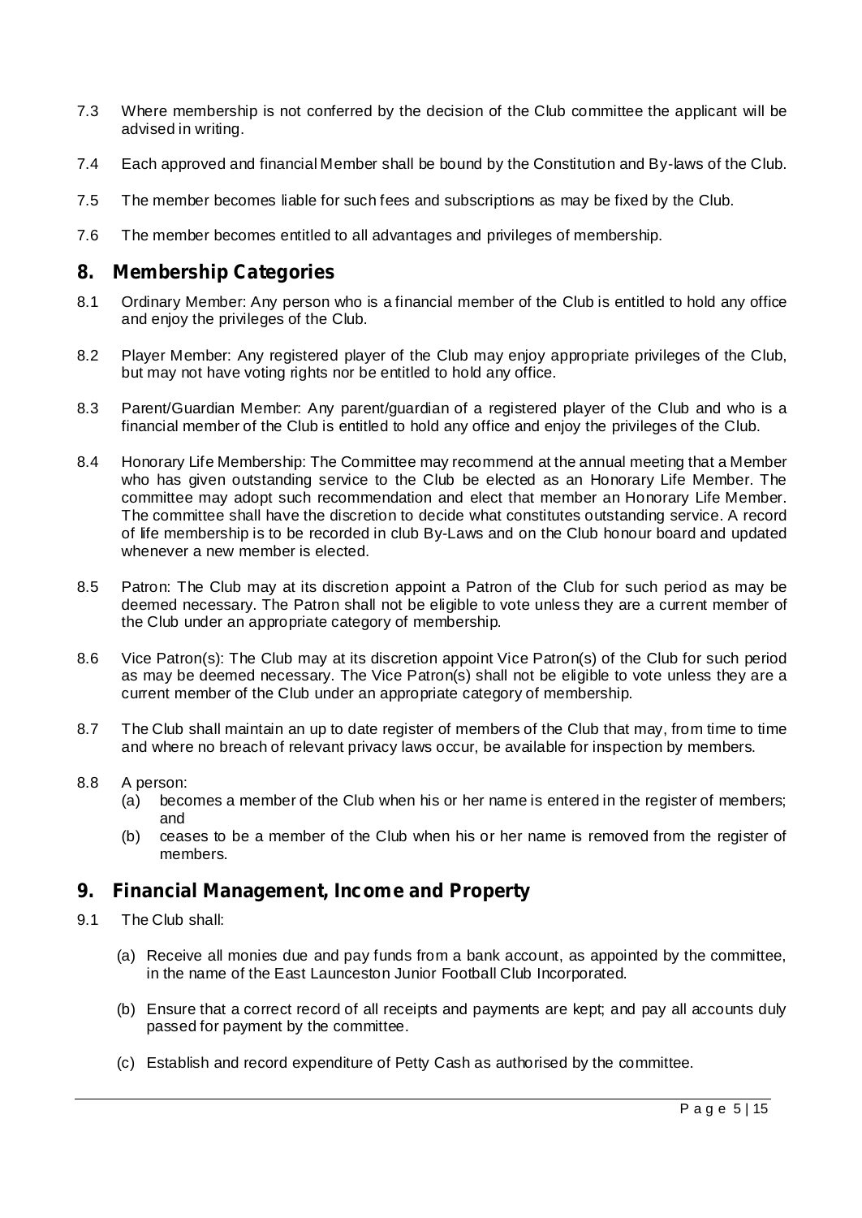7.3 Where membership is not conferred by the decision of the Club committee the applicant will be advised in writing.

7.4 Each approved and financial Member shall be bound by the Constitution and By-laws of the Club.

7.5 The member becomes liable for such fees and subscriptions as may be fixed by the Club.

7.6 The member becomes entitled to all advantages and privileges of membership.

## 8. Membership Categories

8.1 Ordinary Member: Any person who is a financial member of the Club is entitled to hold any office and enjoy the privileges of the Club.

8.2 Player Member: Any registered player of the Club may enjoy appropriate privileges of the Club, but may not have voting rights nor be entitled to hold any office.

8.3 Parent/Guardian Member: Any parent/guardian of a registered player of the Club and who is a financial member of the Club is entitled to hold any office and enjoy the privileges of the Club.

8.4 Honorary Life Membership: The Committee may recommend at the annual meeting that a Member who has given outstanding service to the Club be elected as an Honorary Life Member. The committee may adopt such recommendation and elect that member an Honorary Life Member. The committee shall have the discretion to decide what constitutes outstanding service. A record of life membership is to be recorded in club By-Laws and on the Club honour board and updated whenever a new member is elected.

8.5 Patron: The Club may at its discretion appoint a Patron of the Club for such period as may be deemed necessary. The Patron shall not be eligible to vote unless they are a current member of the Club under an appropriate category of membership.

8.6 Vice Patron(s): The Club may at its discretion appoint Vice Patron(s) of the Club for such period as may be deemed necessary. The Vice Patron(s) shall not be eligible to vote unless they are a current member of the Club under an appropriate category of membership.

8.7 The Club shall maintain an up to date register of members of the Club that may, from time to time and where no breach of relevant privacy laws occur, be available for inspection by members.

8.8 A person:
   (a) becomes a member of the Club when his or her name is entered in the register of members; and
   (b) ceases to be a member of the Club when his or her name is removed from the register of members.

## 9. Financial Management, Income and Property

9.1 The Club shall:

   (a) Receive all monies due and pay funds from a bank account, as appointed by the committee, in the name of the East Launceston Junior Football Club Incorporated.

   (b) Ensure that a correct record of all receipts and payments are kept; and pay all accounts duly passed for payment by the committee.

   (c) Establish and record expenditure of Petty Cash as authorised by the committee.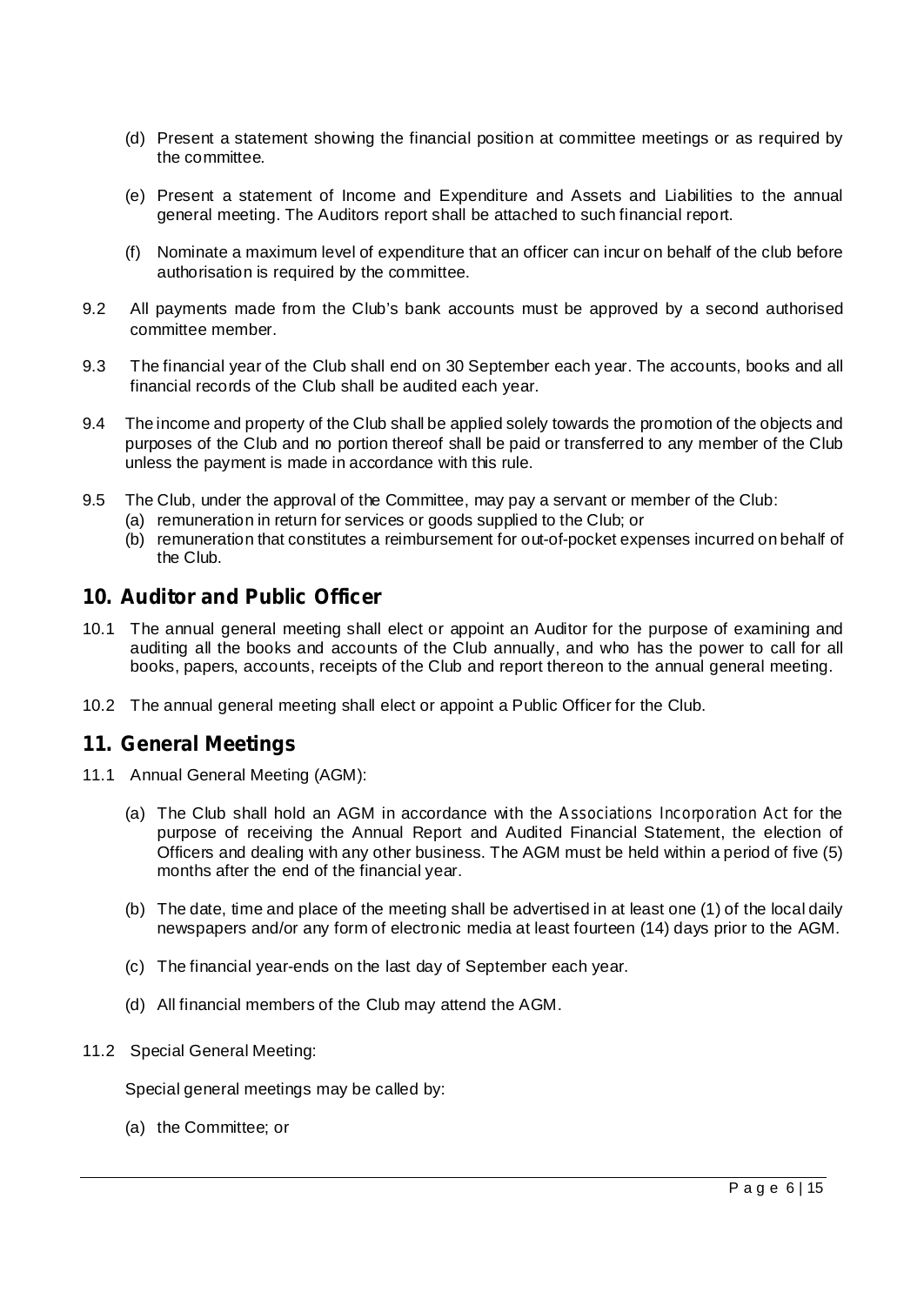(d) Present a statement showing the financial position at committee meetings or as required by the committee.

(e) Present a statement of Income and Expenditure and Assets and Liabilities to the annual general meeting. The Auditors report shall be attached to such financial report.

(f) Nominate a maximum level of expenditure that an officer can incur on behalf of the club before authorisation is required by the committee.

9.2 All payments made from the Club's bank accounts must be approved by a second authorised committee member.

9.3 The financial year of the Club shall end on 30 September each year. The accounts, books and all financial records of the Club shall be audited each year.

9.4 The income and property of the Club shall be applied solely towards the promotion of the objects and purposes of the Club and no portion thereof shall be paid or transferred to any member of the Club unless the payment is made in accordance with this rule.

9.5 The Club, under the approval of the Committee, may pay a servant or member of the Club:
(a) remuneration in return for services or goods supplied to the Club; or
(b) remuneration that constitutes a reimbursement for out-of-pocket expenses incurred on behalf of the Club.

## 10. Auditor and Public Officer

10.1 The annual general meeting shall elect or appoint an Auditor for the purpose of examining and auditing all the books and accounts of the Club annually, and who has the power to call for all books, papers, accounts, receipts of the Club and report thereon to the annual general meeting.

10.2 The annual general meeting shall elect or appoint a Public Officer for the Club.

## 11. General Meetings

11.1 Annual General Meeting (AGM):

(a) The Club shall hold an AGM in accordance with the *Associations Incorporation Act* for the purpose of receiving the Annual Report and Audited Financial Statement, the election of Officers and dealing with any other business. The AGM must be held within a period of five (5) months after the end of the financial year.

(b) The date, time and place of the meeting shall be advertised in at least one (1) of the local daily newspapers and/or any form of electronic media at least fourteen (14) days prior to the AGM.

(c) The financial year-ends on the last day of September each year.

(d) All financial members of the Club may attend the AGM.

11.2 Special General Meeting:

Special general meetings may be called by:

(a) the Committee; or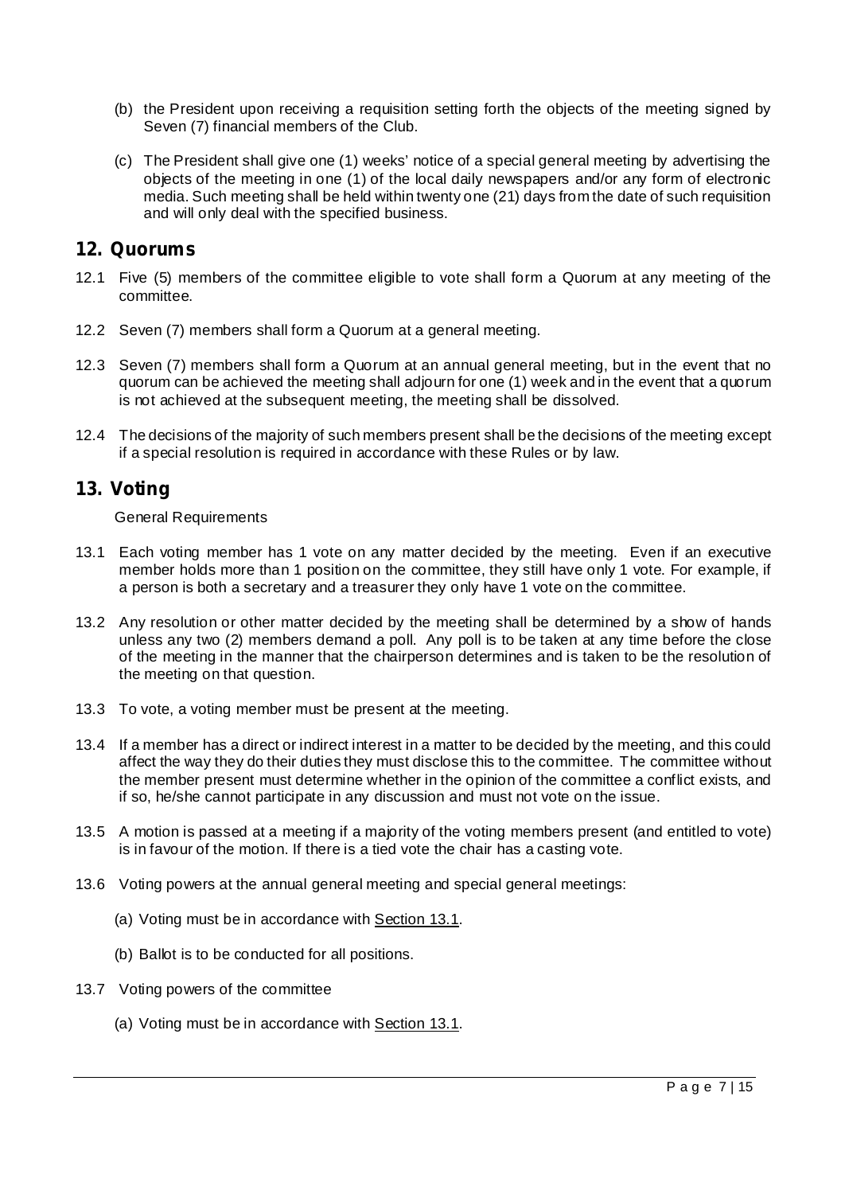(b) the President upon receiving a requisition setting forth the objects of the meeting signed by Seven (7) financial members of the Club.

(c) The President shall give one (1) weeks' notice of a special general meeting by advertising the objects of the meeting in one (1) of the local daily newspapers and/or any form of electronic media. Such meeting shall be held within twenty one (21) days from the date of such requisition and will only deal with the specified business.

## 12. Quorums

12.1 Five (5) members of the committee eligible to vote shall form a Quorum at any meeting of the committee.

12.2 Seven (7) members shall form a Quorum at a general meeting.

12.3 Seven (7) members shall form a Quorum at an annual general meeting, but in the event that no quorum can be achieved the meeting shall adjourn for one (1) week and in the event that a quorum is not achieved at the subsequent meeting, the meeting shall be dissolved.

12.4 The decisions of the majority of such members present shall be the decisions of the meeting except if a special resolution is required in accordance with these Rules or by law.

## 13. Voting

General Requirements

13.1 Each voting member has 1 vote on any matter decided by the meeting. Even if an executive member holds more than 1 position on the committee, they still have only 1 vote. For example, if a person is both a secretary and a treasurer they only have 1 vote on the committee.

13.2 Any resolution or other matter decided by the meeting shall be determined by a show of hands unless any two (2) members demand a poll. Any poll is to be taken at any time before the close of the meeting in the manner that the chairperson determines and is taken to be the resolution of the meeting on that question.

13.3 To vote, a voting member must be present at the meeting.

13.4 If a member has a direct or indirect interest in a matter to be decided by the meeting, and this could affect the way they do their duties they must disclose this to the committee. The committee without the member present must determine whether in the opinion of the committee a conflict exists, and if so, he/she cannot participate in any discussion and must not vote on the issue.

13.5 A motion is passed at a meeting if a majority of the voting members present (and entitled to vote) is in favour of the motion. If there is a tied vote the chair has a casting vote.

13.6 Voting powers at the annual general meeting and special general meetings:

(a) Voting must be in accordance with Section 13.1.

(b) Ballot is to be conducted for all positions.

13.7 Voting powers of the committee

(a) Voting must be in accordance with Section 13.1.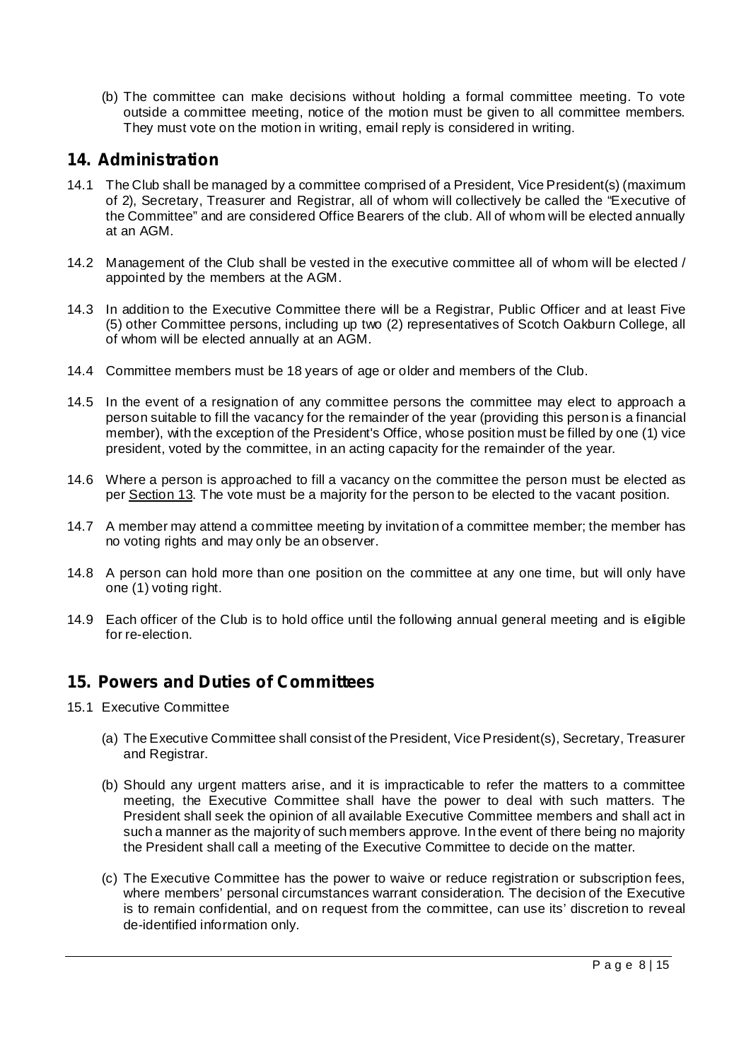(b) The committee can make decisions without holding a formal committee meeting. To vote outside a committee meeting, notice of the motion must be given to all committee members. They must vote on the motion in writing, email reply is considered in writing.

## 14. Administration

14.1 The Club shall be managed by a committee comprised of a President, Vice President(s) (maximum of 2), Secretary, Treasurer and Registrar, all of whom will collectively be called the "Executive of the Committee" and are considered Office Bearers of the club. All of whom will be elected annually at an AGM.

14.2 Management of the Club shall be vested in the executive committee all of whom will be elected / appointed by the members at the AGM.

14.3 In addition to the Executive Committee there will be a Registrar, Public Officer and at least Five (5) other Committee persons, including up two (2) representatives of Scotch Oakburn College, all of whom will be elected annually at an AGM.

14.4 Committee members must be 18 years of age or older and members of the Club.

14.5 In the event of a resignation of any committee persons the committee may elect to approach a person suitable to fill the vacancy for the remainder of the year (providing this person is a financial member), with the exception of the President's Office, whose position must be filled by one (1) vice president, voted by the committee, in an acting capacity for the remainder of the year.

14.6 Where a person is approached to fill a vacancy on the committee the person must be elected as per Section 13. The vote must be a majority for the person to be elected to the vacant position.

14.7 A member may attend a committee meeting by invitation of a committee member; the member has no voting rights and may only be an observer.

14.8 A person can hold more than one position on the committee at any one time, but will only have one (1) voting right.

14.9 Each officer of the Club is to hold office until the following annual general meeting and is eligible for re-election.

## 15. Powers and Duties of Committees

15.1 Executive Committee

(a) The Executive Committee shall consist of the President, Vice President(s), Secretary, Treasurer and Registrar.

(b) Should any urgent matters arise, and it is impracticable to refer the matters to a committee meeting, the Executive Committee shall have the power to deal with such matters. The President shall seek the opinion of all available Executive Committee members and shall act in such a manner as the majority of such members approve. In the event of there being no majority the President shall call a meeting of the Executive Committee to decide on the matter.

(c) The Executive Committee has the power to waive or reduce registration or subscription fees, where members' personal circumstances warrant consideration. The decision of the Executive is to remain confidential, and on request from the committee, can use its' discretion to reveal de-identified information only.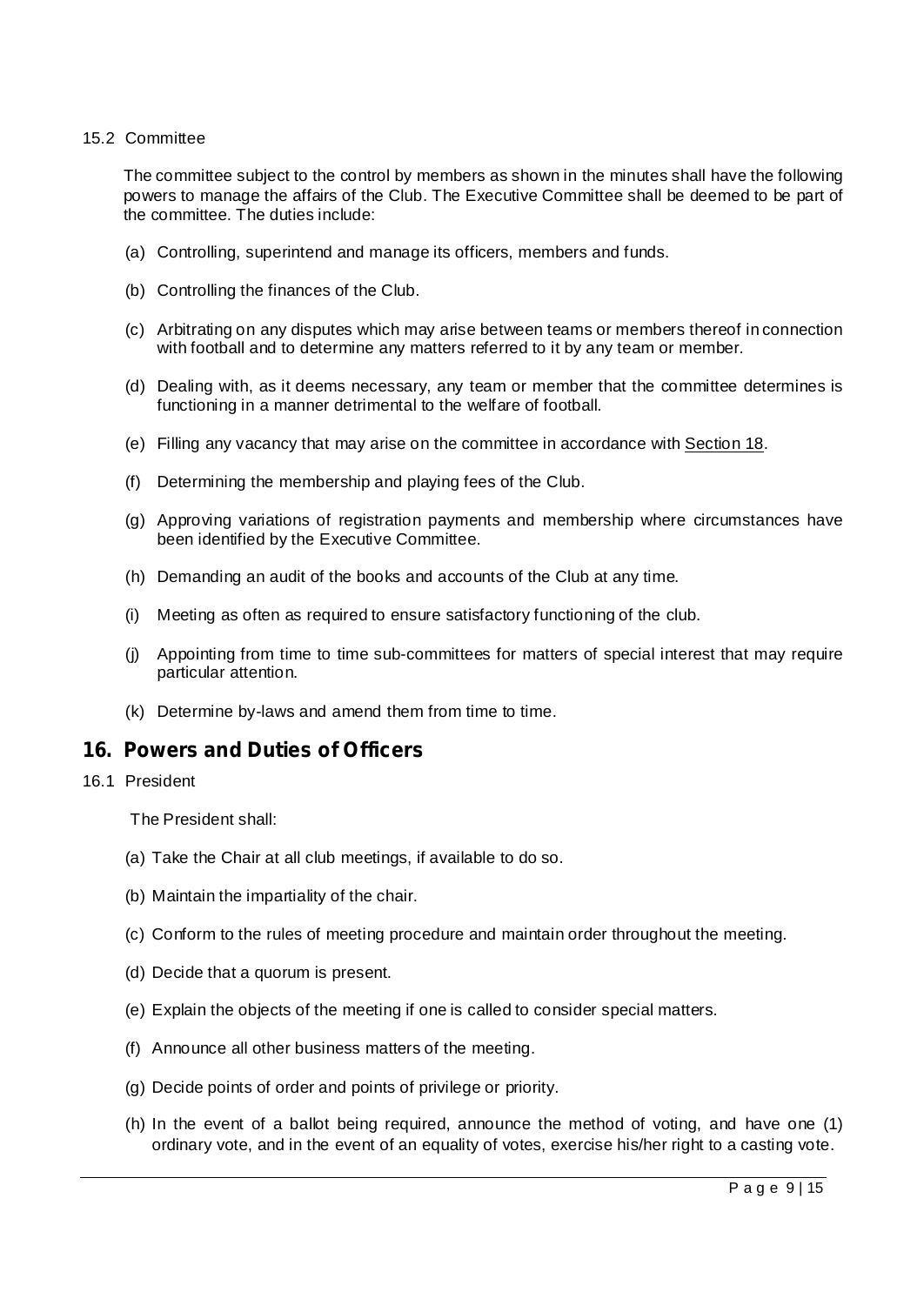15.2 Committee

The committee subject to the control by members as shown in the minutes shall have the following powers to manage the affairs of the Club. The Executive Committee shall be deemed to be part of the committee. The duties include:

(a) Controlling, superintend and manage its officers, members and funds.

(b) Controlling the finances of the Club.

(c) Arbitrating on any disputes which may arise between teams or members thereof in connection with football and to determine any matters referred to it by any team or member.

(d) Dealing with, as it deems necessary, any team or member that the committee determines is functioning in a manner detrimental to the welfare of football.

(e) Filling any vacancy that may arise on the committee in accordance with Section 18.

(f) Determining the membership and playing fees of the Club.

(g) Approving variations of registration payments and membership where circumstances have been identified by the Executive Committee.

(h) Demanding an audit of the books and accounts of the Club at any time.

(i) Meeting as often as required to ensure satisfactory functioning of the club.

(j) Appointing from time to time sub-committees for matters of special interest that may require particular attention.

(k) Determine by-laws and amend them from time to time.

## 16. Powers and Duties of Officers

16.1 President

The President shall:

(a) Take the Chair at all club meetings, if available to do so.

(b) Maintain the impartiality of the chair.

(c) Conform to the rules of meeting procedure and maintain order throughout the meeting.

(d) Decide that a quorum is present.

(e) Explain the objects of the meeting if one is called to consider special matters.

(f) Announce all other business matters of the meeting.

(g) Decide points of order and points of privilege or priority.

(h) In the event of a ballot being required, announce the method of voting, and have one (1) ordinary vote, and in the event of an equality of votes, exercise his/her right to a casting vote.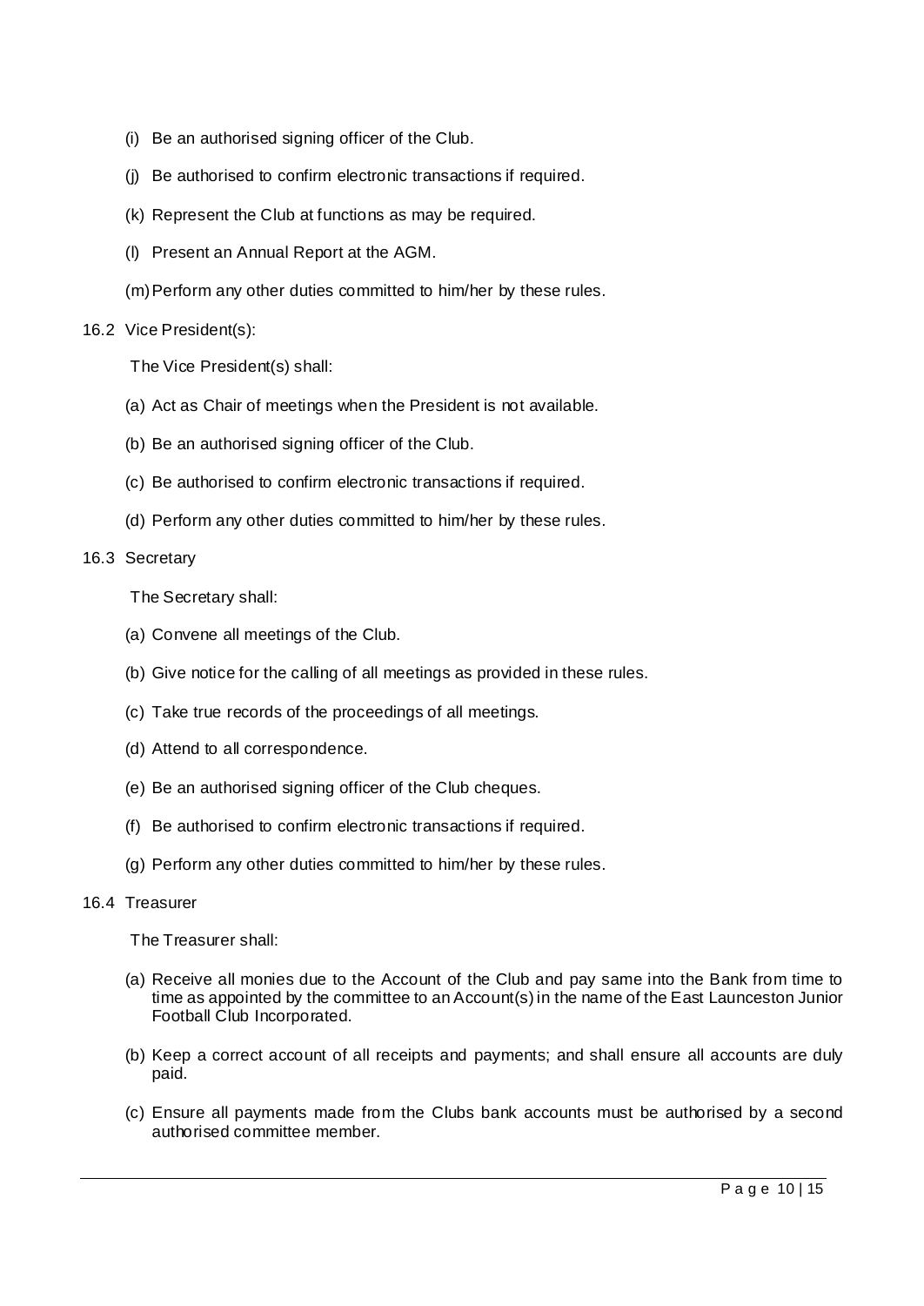(i) Be an authorised signing officer of the Club.

(j) Be authorised to confirm electronic transactions if required.

(k) Represent the Club at functions as may be required.

(l) Present an Annual Report at the AGM.

(m) Perform any other duties committed to him/her by these rules.

16.2 Vice President(s):

The Vice President(s) shall:

(a) Act as Chair of meetings when the President is not available.

(b) Be an authorised signing officer of the Club.

(c) Be authorised to confirm electronic transactions if required.

(d) Perform any other duties committed to him/her by these rules.

16.3 Secretary

The Secretary shall:

(a) Convene all meetings of the Club.

(b) Give notice for the calling of all meetings as provided in these rules.

(c) Take true records of the proceedings of all meetings.

(d) Attend to all correspondence.

(e) Be an authorised signing officer of the Club cheques.

(f) Be authorised to confirm electronic transactions if required.

(g) Perform any other duties committed to him/her by these rules.

16.4 Treasurer

The Treasurer shall:

(a) Receive all monies due to the Account of the Club and pay same into the Bank from time to time as appointed by the committee to an Account(s) in the name of the East Launceston Junior Football Club Incorporated.

(b) Keep a correct account of all receipts and payments; and shall ensure all accounts are duly paid.

(c) Ensure all payments made from the Clubs bank accounts must be authorised by a second authorised committee member.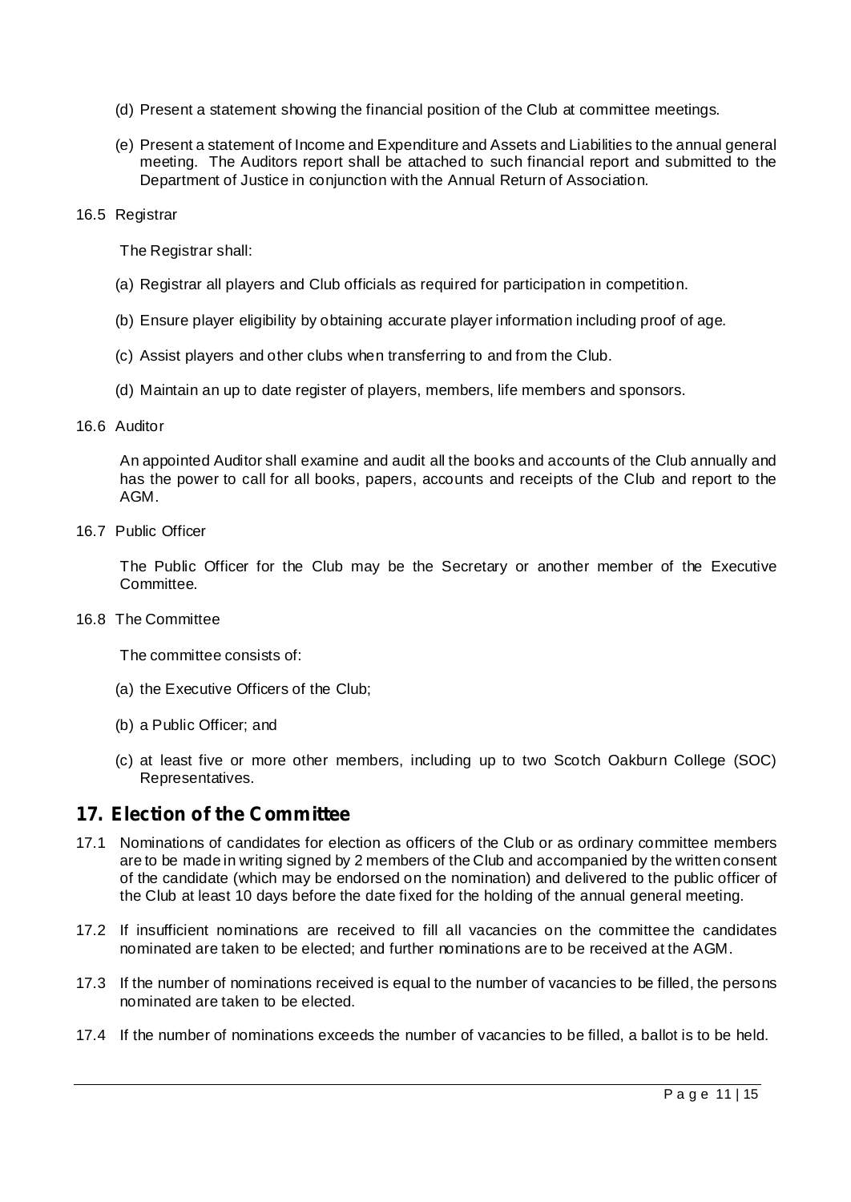(d) Present a statement showing the financial position of the Club at committee meetings.

(e) Present a statement of Income and Expenditure and Assets and Liabilities to the annual general meeting. The Auditors report shall be attached to such financial report and submitted to the Department of Justice in conjunction with the Annual Return of Association.

16.5 Registrar

The Registrar shall:

(a) Registrar all players and Club officials as required for participation in competition.

(b) Ensure player eligibility by obtaining accurate player information including proof of age.

(c) Assist players and other clubs when transferring to and from the Club.

(d) Maintain an up to date register of players, members, life members and sponsors.

16.6 Auditor

An appointed Auditor shall examine and audit all the books and accounts of the Club annually and has the power to call for all books, papers, accounts and receipts of the Club and report to the AGM.

16.7 Public Officer

The Public Officer for the Club may be the Secretary or another member of the Executive Committee.

16.8 The Committee

The committee consists of:

(a) the Executive Officers of the Club;

(b) a Public Officer; and

(c) at least five or more other members, including up to two Scotch Oakburn College (SOC) Representatives.

## 17. Election of the Committee

17.1 Nominations of candidates for election as officers of the Club or as ordinary committee members are to be made in writing signed by 2 members of the Club and accompanied by the written consent of the candidate (which may be endorsed on the nomination) and delivered to the public officer of the Club at least 10 days before the date fixed for the holding of the annual general meeting.

17.2 If insufficient nominations are received to fill all vacancies on the committee the candidates nominated are taken to be elected; and further nominations are to be received at the AGM.

17.3 If the number of nominations received is equal to the number of vacancies to be filled, the persons nominated are taken to be elected.

17.4 If the number of nominations exceeds the number of vacancies to be filled, a ballot is to be held.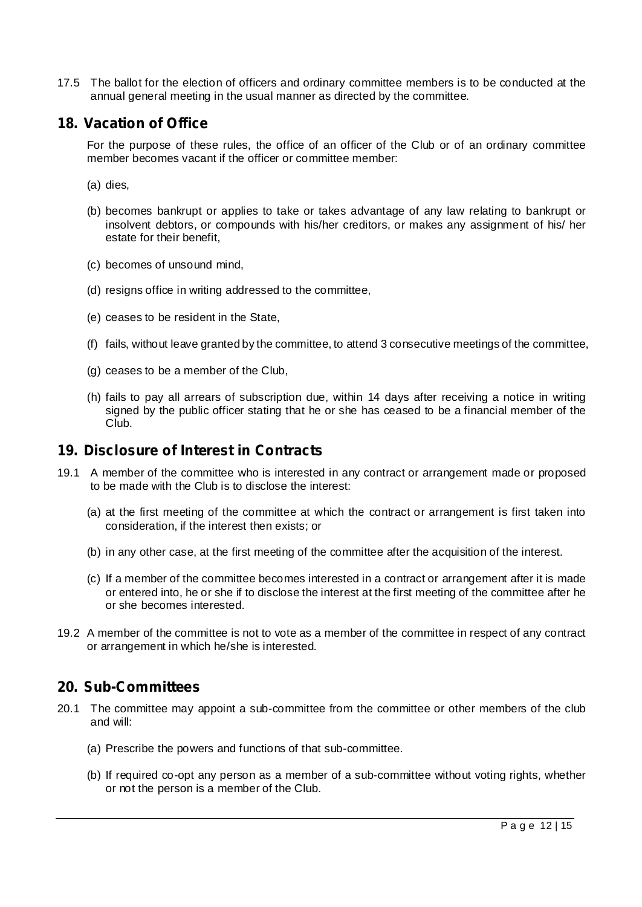17.5 The ballot for the election of officers and ordinary committee members is to be conducted at the annual general meeting in the usual manner as directed by the committee.

## 18. Vacation of Office

For the purpose of these rules, the office of an officer of the Club or of an ordinary committee member becomes vacant if the officer or committee member:

(a) dies,

(b) becomes bankrupt or applies to take or takes advantage of any law relating to bankrupt or insolvent debtors, or compounds with his/her creditors, or makes any assignment of his/ her estate for their benefit,

(c) becomes of unsound mind,

(d) resigns office in writing addressed to the committee,

(e) ceases to be resident in the State,

(f) fails, without leave granted by the committee, to attend 3 consecutive meetings of the committee,

(g) ceases to be a member of the Club,

(h) fails to pay all arrears of subscription due, within 14 days after receiving a notice in writing signed by the public officer stating that he or she has ceased to be a financial member of the Club.

## 19. Disclosure of Interest in Contracts

19.1 A member of the committee who is interested in any contract or arrangement made or proposed to be made with the Club is to disclose the interest:

(a) at the first meeting of the committee at which the contract or arrangement is first taken into consideration, if the interest then exists; or

(b) in any other case, at the first meeting of the committee after the acquisition of the interest.

(c) If a member of the committee becomes interested in a contract or arrangement after it is made or entered into, he or she if to disclose the interest at the first meeting of the committee after he or she becomes interested.

19.2 A member of the committee is not to vote as a member of the committee in respect of any contract or arrangement in which he/she is interested.

## 20. Sub-Committees

20.1 The committee may appoint a sub-committee from the committee or other members of the club and will:

(a) Prescribe the powers and functions of that sub-committee.

(b) If required co-opt any person as a member of a sub-committee without voting rights, whether or not the person is a member of the Club.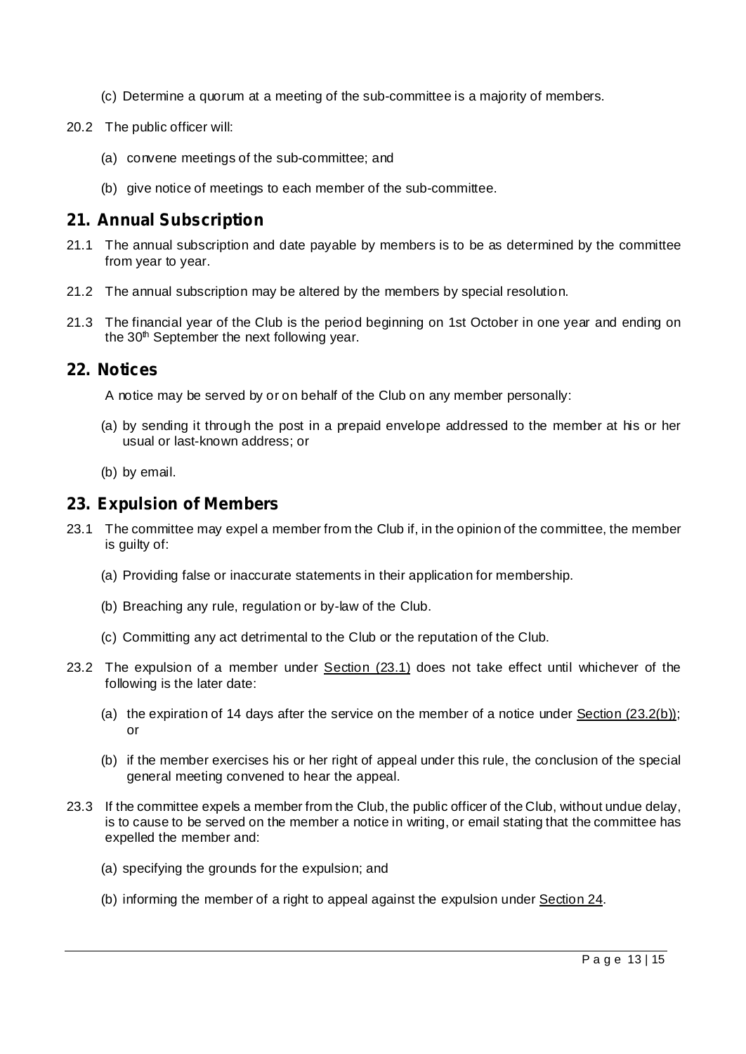(c) Determine a quorum at a meeting of the sub-committee is a majority of members.

20.2 The public officer will:

(a) convene meetings of the sub-committee; and

(b) give notice of meetings to each member of the sub-committee.

## 21. Annual Subscription

21.1 The annual subscription and date payable by members is to be as determined by the committee from year to year.

21.2 The annual subscription may be altered by the members by special resolution.

21.3 The financial year of the Club is the period beginning on 1st October in one year and ending on the 30th September the next following year.

## 22. Notices

A notice may be served by or on behalf of the Club on any member personally:

(a) by sending it through the post in a prepaid envelope addressed to the member at his or her usual or last-known address; or

(b) by email.

## 23. Expulsion of Members

23.1 The committee may expel a member from the Club if, in the opinion of the committee, the member is guilty of:

(a) Providing false or inaccurate statements in their application for membership.

(b) Breaching any rule, regulation or by-law of the Club.

(c) Committing any act detrimental to the Club or the reputation of the Club.

23.2 The expulsion of a member under Section (23.1) does not take effect until whichever of the following is the later date:

(a) the expiration of 14 days after the service on the member of a notice under Section (23.2(b)); or

(b) if the member exercises his or her right of appeal under this rule, the conclusion of the special general meeting convened to hear the appeal.

23.3 If the committee expels a member from the Club, the public officer of the Club, without undue delay, is to cause to be served on the member a notice in writing, or email stating that the committee has expelled the member and:

(a) specifying the grounds for the expulsion; and

(b) informing the member of a right to appeal against the expulsion under Section 24.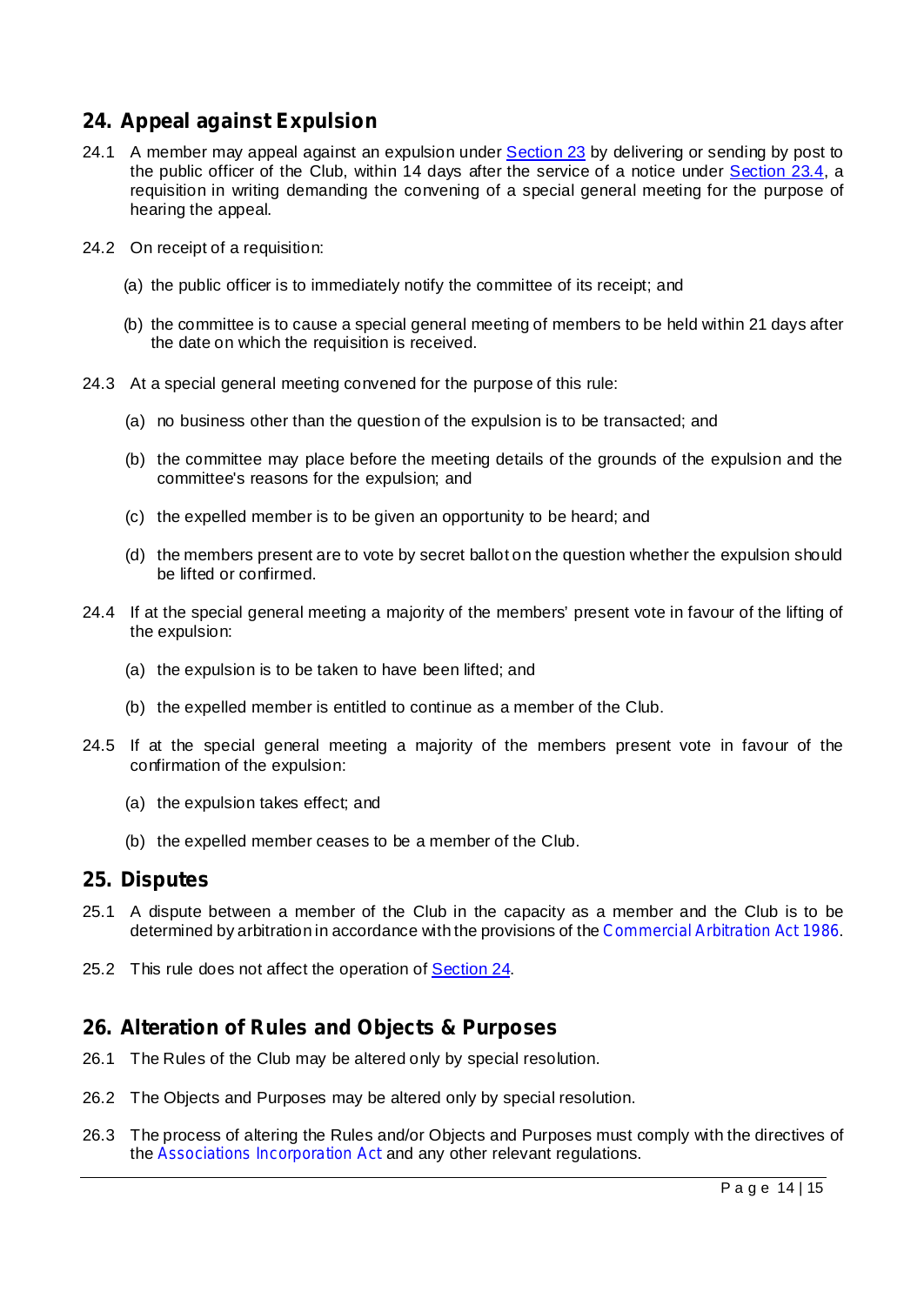## 24. Appeal against Expulsion

24.1 A member may appeal against an expulsion under Section 23 by delivering or sending by post to the public officer of the Club, within 14 days after the service of a notice under Section 23.4, a requisition in writing demanding the convening of a special general meeting for the purpose of hearing the appeal.

24.2 On receipt of a requisition:

(a) the public officer is to immediately notify the committee of its receipt; and

(b) the committee is to cause a special general meeting of members to be held within 21 days after the date on which the requisition is received.

24.3 At a special general meeting convened for the purpose of this rule:

(a) no business other than the question of the expulsion is to be transacted; and

(b) the committee may place before the meeting details of the grounds of the expulsion and the committee's reasons for the expulsion; and

(c) the expelled member is to be given an opportunity to be heard; and

(d) the members present are to vote by secret ballot on the question whether the expulsion should be lifted or confirmed.

24.4 If at the special general meeting a majority of the members' present vote in favour of the lifting of the expulsion:

(a) the expulsion is to be taken to have been lifted; and

(b) the expelled member is entitled to continue as a member of the Club.

24.5 If at the special general meeting a majority of the members present vote in favour of the confirmation of the expulsion:

(a) the expulsion takes effect; and

(b) the expelled member ceases to be a member of the Club.

## 25. Disputes

25.1 A dispute between a member of the Club in the capacity as a member and the Club is to be determined by arbitration in accordance with the provisions of the *Commercial Arbitration Act 1986*.

25.2 This rule does not affect the operation of Section 24.

## 26. Alteration of Rules and Objects & Purposes

26.1 The Rules of the Club may be altered only by special resolution.

26.2 The Objects and Purposes may be altered only by special resolution.

26.3 The process of altering the Rules and/or Objects and Purposes must comply with the directives of the *Associations Incorporation Act* and any other relevant regulations.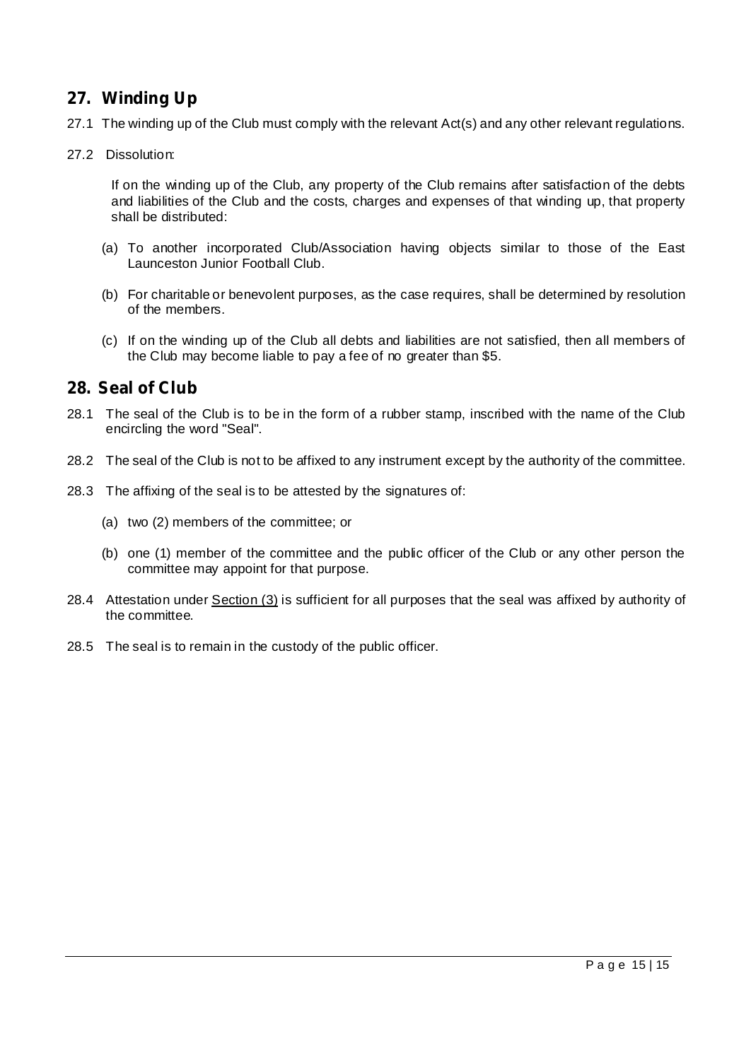## 27. Winding Up

27.1 The winding up of the Club must comply with the relevant Act(s) and any other relevant regulations.

27.2 Dissolution:

If on the winding up of the Club, any property of the Club remains after satisfaction of the debts and liabilities of the Club and the costs, charges and expenses of that winding up, that property shall be distributed:

(a) To another incorporated Club/Association having objects similar to those of the East Launceston Junior Football Club.

(b) For charitable or benevolent purposes, as the case requires, shall be determined by resolution of the members.

(c) If on the winding up of the Club all debts and liabilities are not satisfied, then all members of the Club may become liable to pay a fee of no greater than $5.

## 28. Seal of Club

28.1 The seal of the Club is to be in the form of a rubber stamp, inscribed with the name of the Club encircling the word "Seal".

28.2 The seal of the Club is not to be affixed to any instrument except by the authority of the committee.

28.3 The affixing of the seal is to be attested by the signatures of:

(a) two (2) members of the committee; or

(b) one (1) member of the committee and the public officer of the Club or any other person the committee may appoint for that purpose.

28.4 Attestation under Section (3) is sufficient for all purposes that the seal was affixed by authority of the committee.

28.5 The seal is to remain in the custody of the public officer.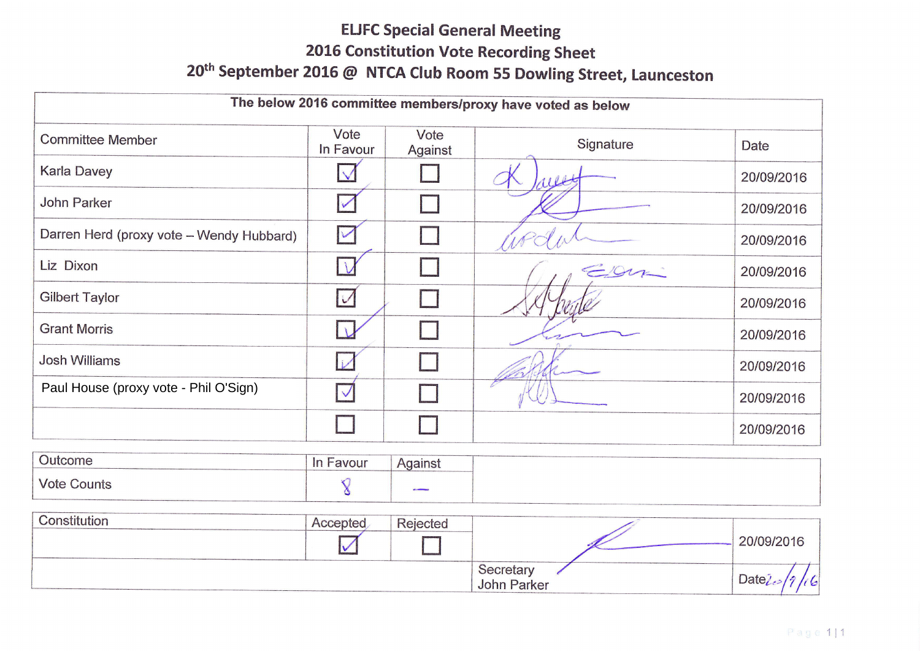# ELJFC Special General Meeting

## 2016 Constitution Vote Recording Sheet

## 20th September 2016 @ NTCA Club Room 55 Dowling Street, Launceston

**The below 2016 committee members/proxy have voted as below**

| Committee Member | Vote In Favour | Vote Against | Signature | Date |
|---|---|---|---|---|
| Karla Davey | ☑ | ☐ | K Davey | 20/09/2016 |
| John Parker | ☑ | ☐ | [signature] | 20/09/2016 |
| Darren Herd (proxy vote – Wendy Hubbard) | ☑ | ☐ | [signature] | 20/09/2016 |
| Liz Dixon | ☑ | ☐ | [signature] | 20/09/2016 |
| Gilbert Taylor | ☑ | ☐ | [signature] | 20/09/2016 |
| Grant Morris | ☑ | ☐ | [signature] | 20/09/2016 |
| Josh Williams | ☑ | ☐ | [signature] | 20/09/2016 |
| Paul House (proxy vote - Phil O'Sign) | ☑ | ☐ | [signature] | 20/09/2016 |
| | ☐ | ☐ | | 20/09/2016 |

| Outcome | In Favour | Against |
|---|---|---|
| Vote Counts | 8 | – |

| Constitution | Accepted | Rejected | | |
|---|---|---|---|---|
| | ☑ | ☐ | [signature] | 20/09/2016 |
| | | | Secretary John Parker | Date 20/9/16 |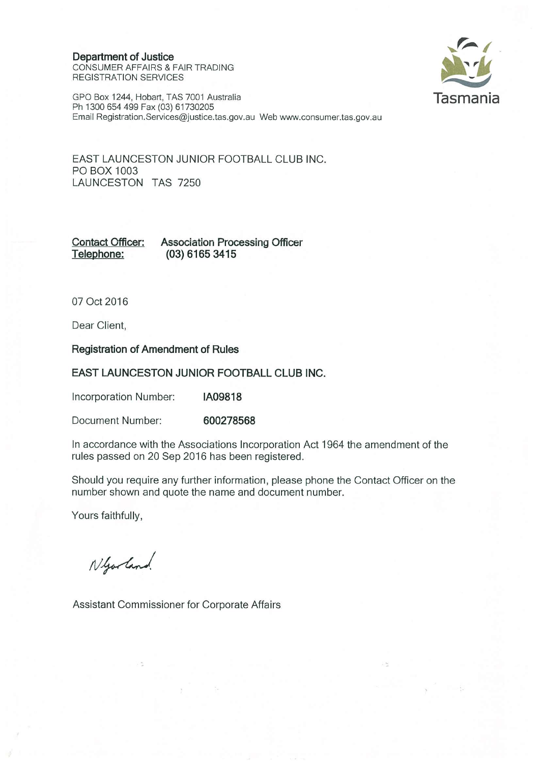**Department of Justice**
CONSUMER AFFAIRS & FAIR TRADING
REGISTRATION SERVICES

GPO Box 1244, Hobart, TAS 7001 Australia
Ph 1300 654 499 Fax (03) 61730205
Email Registration.Services@justice.tas.gov.au Web www.consumer.tas.gov.au

Tasmania

EAST LAUNCESTON JUNIOR FOOTBALL CLUB INC.
PO BOX 1003
LAUNCESTON TAS 7250

**Contact Officer:** **Association Processing Officer**
**Telephone:** **(03) 6165 3415**

07 Oct 2016

Dear Client,

**Registration of Amendment of Rules**

**EAST LAUNCESTON JUNIOR FOOTBALL CLUB INC.**

Incorporation Number: **IA09818**

Document Number: **600278568**

In accordance with the Associations Incorporation Act 1964 the amendment of the rules passed on 20 Sep 2016 has been registered.

Should you require any further information, please phone the Contact Officer on the number shown and quote the name and document number.

Yours faithfully,

N Garland

Assistant Commissioner for Corporate Affairs